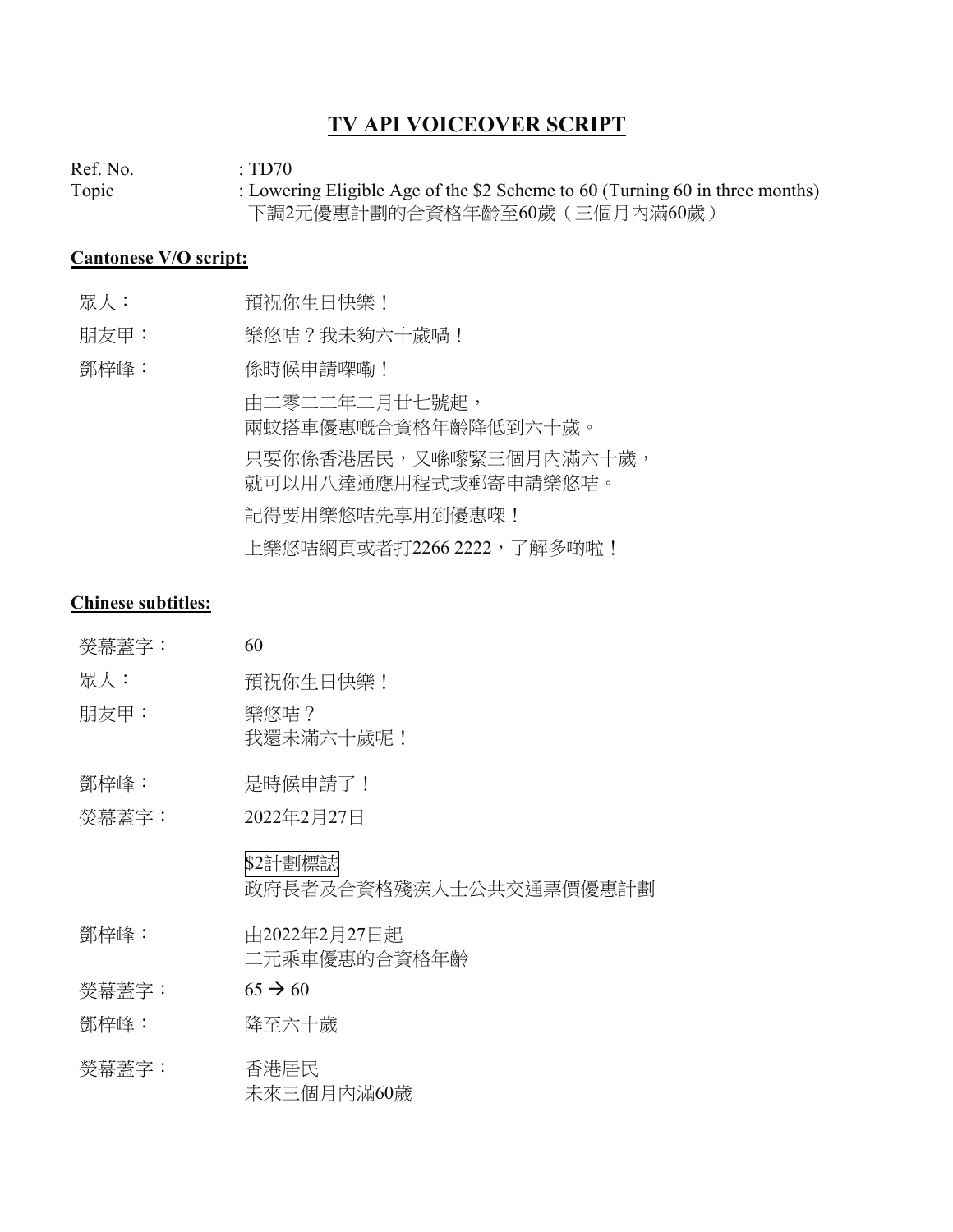# TV API VOICEOVER SCRIPT

Ref. No. : TD70

Topic : Lowering Eligible Age of the $2 Scheme to 60 (Turning 60 in three months)
下調2元優惠計劃的合資格年齡至60歲（三個月內滿60歲）

**Cantonese V/O script:**

| | |
|---|---|
| 眾人： | 預祝你生日快樂！ |
| 朋友甲： | 樂悠咭？我未夠六十歲喎！ |
| 鄧梓峰： | 係時候申請喋嘞！ |
| | 由二零二二年二月廿七號起，<br>兩蚊搭車優惠嘅合資格年齡降低到六十歲。 |
| | 只要你係香港居民，又喺嚟緊三個月內滿六十歲，<br>就可以用八達通應用程式或郵寄申請樂悠咭。 |
| | 記得要用樂悠咭先享用到優惠喋！ |
| | 上樂悠咭網頁或者打2266 2222，了解多啲啦！ |

**Chinese subtitles:**

| | |
|---|---|
| 熒幕蓋字： | 60 |
| 眾人： | 預祝你生日快樂！ |
| 朋友甲： | 樂悠咭？<br>我還未滿六十歲呢！ |
| 鄧梓峰： | 是時候申請了！ |
| 熒幕蓋字： | 2022年2月27日 |
| | $2計劃標誌<br>政府長者及合資格殘疾人士公共交通票價優惠計劃 |
| 鄧梓峰： | 由2022年2月27日起<br>二元乘車優惠的合資格年齡 |
| 熒幕蓋字： | 65 → 60 |
| 鄧梓峰： | 降至六十歲 |
| 熒幕蓋字： | 香港居民<br>未來三個月內滿60歲 |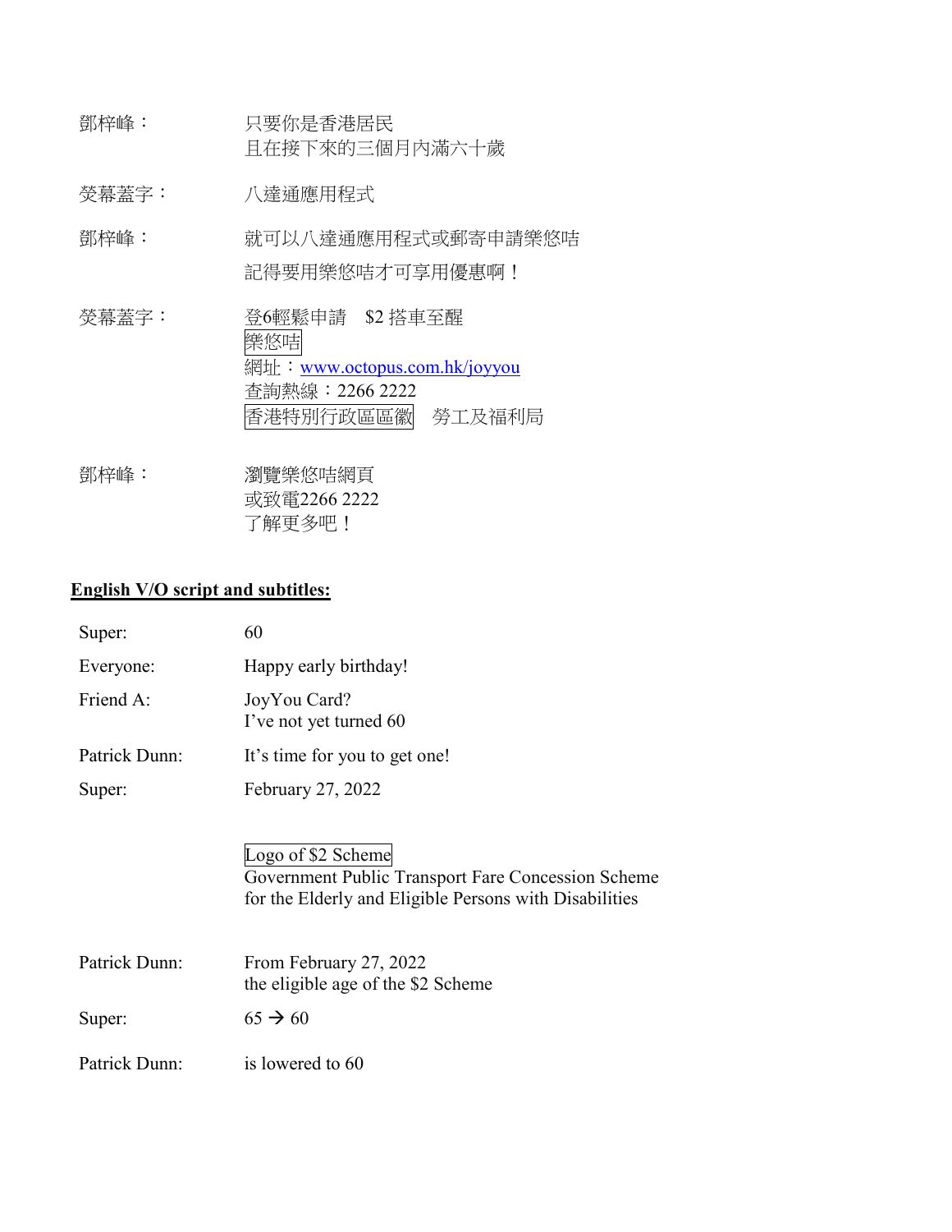| | |
|---|---|
| 鄧梓峰： | 只要你是香港居民<br>且在接下來的三個月內滿六十歲 |
| 熒幕蓋字： | 八達通應用程式 |
| 鄧梓峰： | 就可以八達通應用程式或郵寄申請樂悠咭<br>記得要用樂悠咭才可享用優惠啊！ |
| 熒幕蓋字： | 登6輕鬆申請　$2 搭車至醒<br>樂悠咭<br>網址：www.octopus.com.hk/joyyou<br>查詢熱線：2266 2222<br>香港特別行政區區徽　勞工及福利局 |
| 鄧梓峰： | 瀏覽樂悠咭網頁<br>或致電2266 2222<br>了解更多吧！ |

**English V/O script and subtitles:**

| | |
|---|---|
| Super: | 60 |
| Everyone: | Happy early birthday! |
| Friend A: | JoyYou Card?<br>I've not yet turned 60 |
| Patrick Dunn: | It's time for you to get one! |
| Super: | February 27, 2022 |
| | Logo of $2 Scheme<br>Government Public Transport Fare Concession Scheme<br>for the Elderly and Eligible Persons with Disabilities |
| Patrick Dunn: | From February 27, 2022<br>the eligible age of the $2 Scheme |
| Super: | 65 → 60 |
| Patrick Dunn: | is lowered to 60 |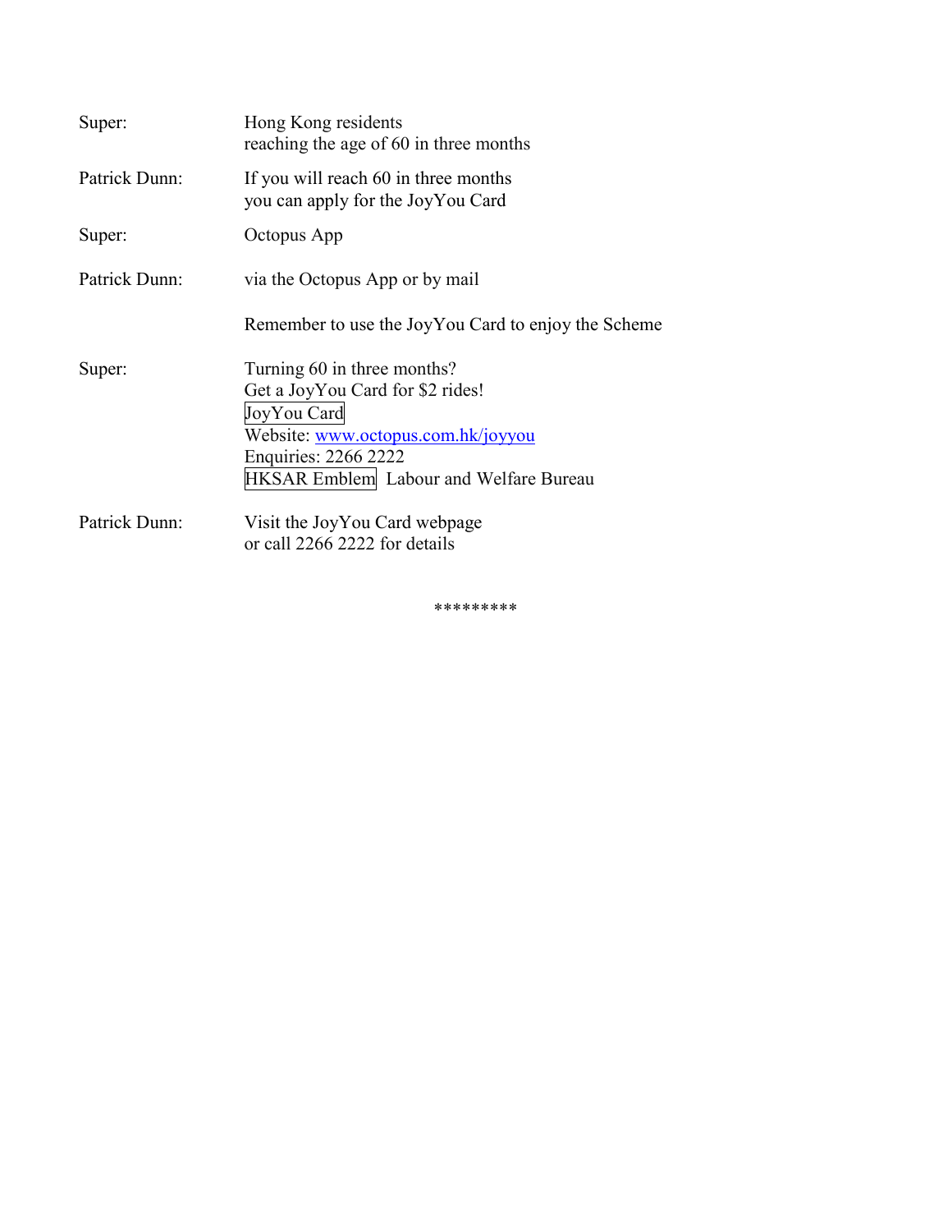| | |
|---|---|
| Super: | Hong Kong residents<br>reaching the age of 60 in three months |
| Patrick Dunn: | If you will reach 60 in three months<br>you can apply for the JoyYou Card |
| Super: | Octopus App |
| Patrick Dunn: | via the Octopus App or by mail<br><br>Remember to use the JoyYou Card to enjoy the Scheme |
| Super: | Turning 60 in three months?<br>Get a JoyYou Card for $2 rides!<br>JoyYou Card<br>Website: www.octopus.com.hk/joyyou<br>Enquiries: 2266 2222<br>HKSAR Emblem Labour and Welfare Bureau |
| Patrick Dunn: | Visit the JoyYou Card webpage<br>or call 2266 2222 for details |

*********